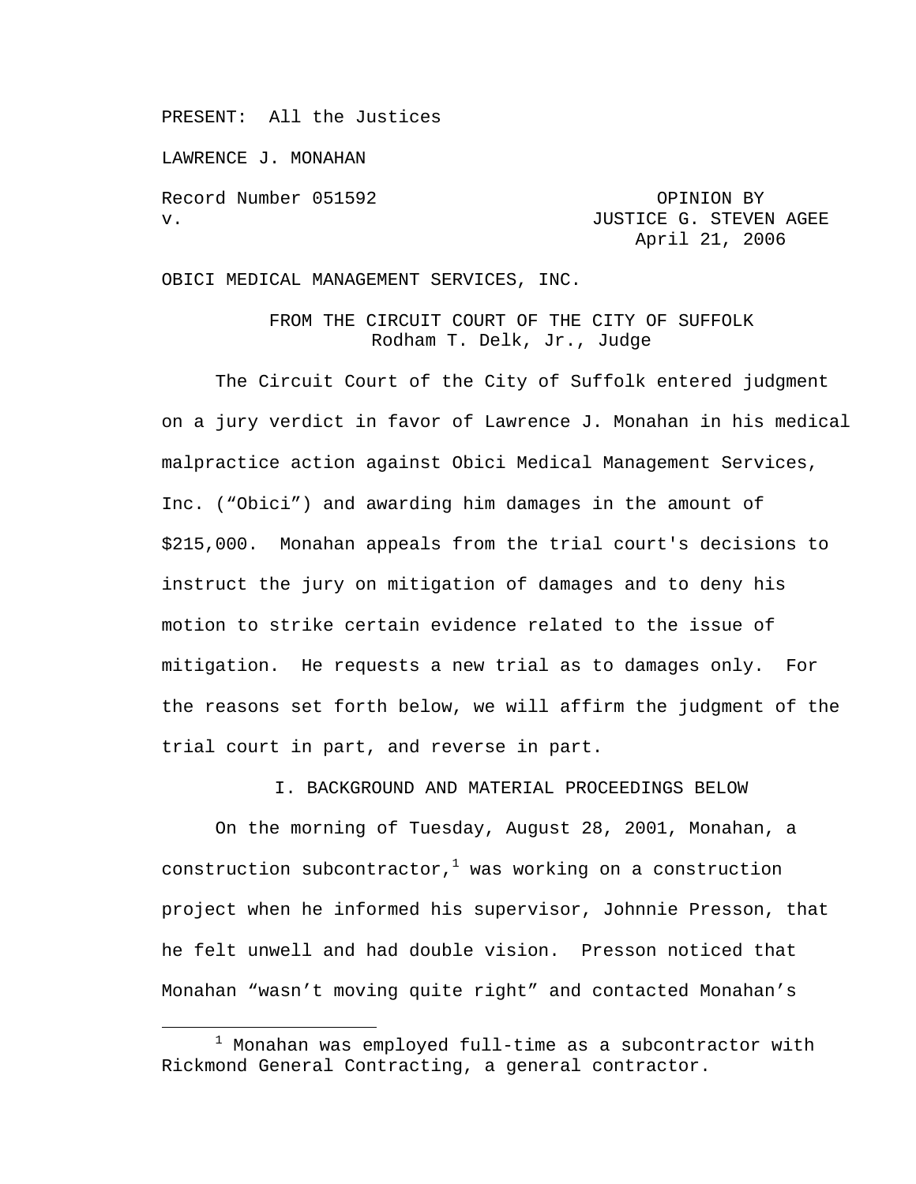PRESENT: All the Justices

LAWRENCE J. MONAHAN

Record Number 051592 OPINION BY
v. JUSTICE G. STEVEN AGEE
April 21, 2006

OBICI MEDICAL MANAGEMENT SERVICES, INC.

FROM THE CIRCUIT COURT OF THE CITY OF SUFFOLK
Rodham T. Delk, Jr., Judge

The Circuit Court of the City of Suffolk entered judgment on a jury verdict in favor of Lawrence J. Monahan in his medical malpractice action against Obici Medical Management Services, Inc. ("Obici") and awarding him damages in the amount of $215,000. Monahan appeals from the trial court's decisions to instruct the jury on mitigation of damages and to deny his motion to strike certain evidence related to the issue of mitigation. He requests a new trial as to damages only. For the reasons set forth below, we will affirm the judgment of the trial court in part, and reverse in part.

## I. BACKGROUND AND MATERIAL PROCEEDINGS BELOW

On the morning of Tuesday, August 28, 2001, Monahan, a construction subcontractor,[1] was working on a construction project when he informed his supervisor, Johnnie Presson, that he felt unwell and had double vision. Presson noticed that Monahan "wasn't moving quite right" and contacted Monahan's

[1] Monahan was employed full-time as a subcontractor with Rickmond General Contracting, a general contractor.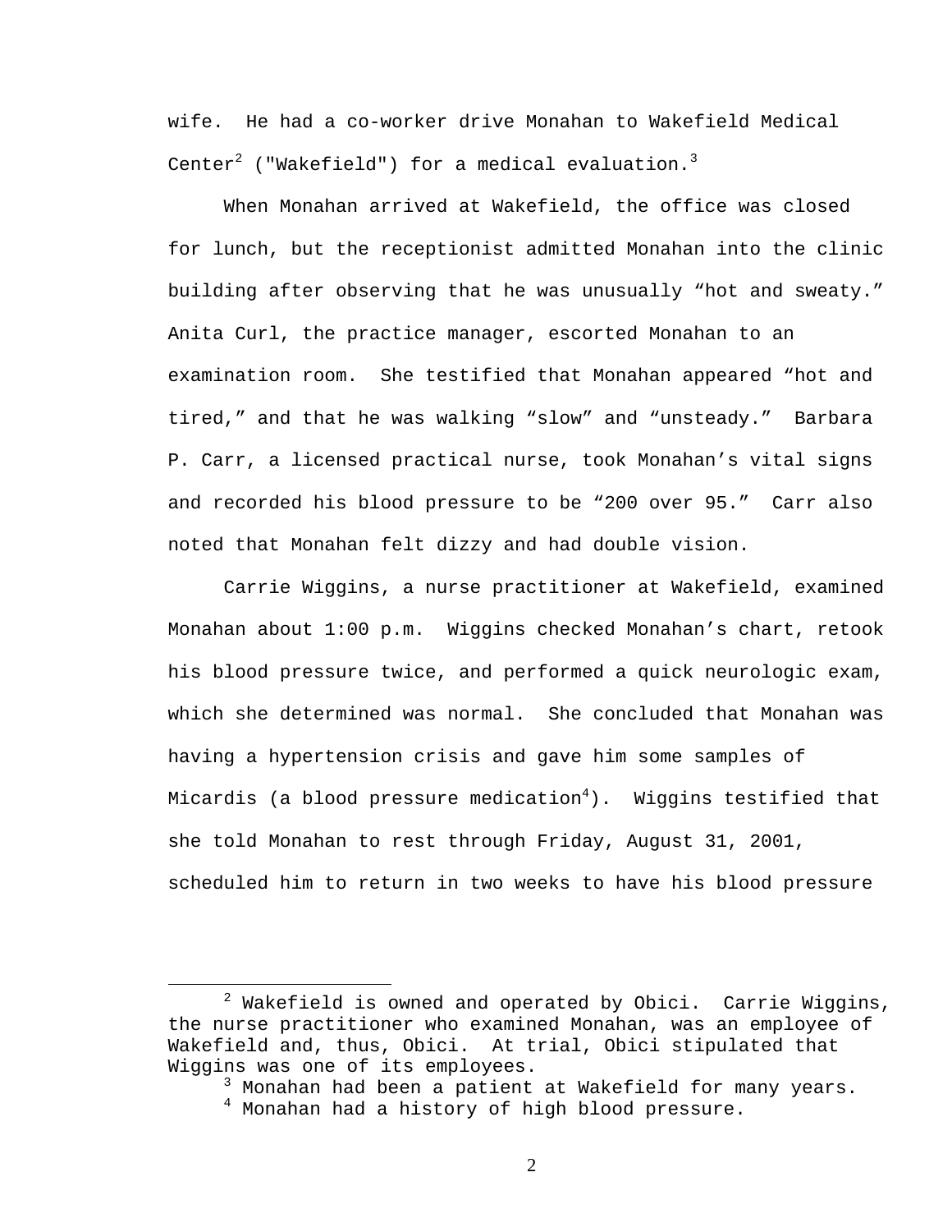wife. He had a co-worker drive Monahan to Wakefield Medical Center[2] ("Wakefield") for a medical evaluation.[3]

When Monahan arrived at Wakefield, the office was closed for lunch, but the receptionist admitted Monahan into the clinic building after observing that he was unusually “hot and sweaty.” Anita Curl, the practice manager, escorted Monahan to an examination room. She testified that Monahan appeared “hot and tired,” and that he was walking “slow” and “unsteady.” Barbara P. Carr, a licensed practical nurse, took Monahan’s vital signs and recorded his blood pressure to be “200 over 95.” Carr also noted that Monahan felt dizzy and had double vision.

Carrie Wiggins, a nurse practitioner at Wakefield, examined Monahan about 1:00 p.m. Wiggins checked Monahan’s chart, retook his blood pressure twice, and performed a quick neurologic exam, which she determined was normal. She concluded that Monahan was having a hypertension crisis and gave him some samples of Micardis (a blood pressure medication[4]). Wiggins testified that she told Monahan to rest through Friday, August 31, 2001, scheduled him to return in two weeks to have his blood pressure

---

[2] Wakefield is owned and operated by Obici. Carrie Wiggins, the nurse practitioner who examined Monahan, was an employee of Wakefield and, thus, Obici. At trial, Obici stipulated that Wiggins was one of its employees.

[3] Monahan had been a patient at Wakefield for many years.

[4] Monahan had a history of high blood pressure.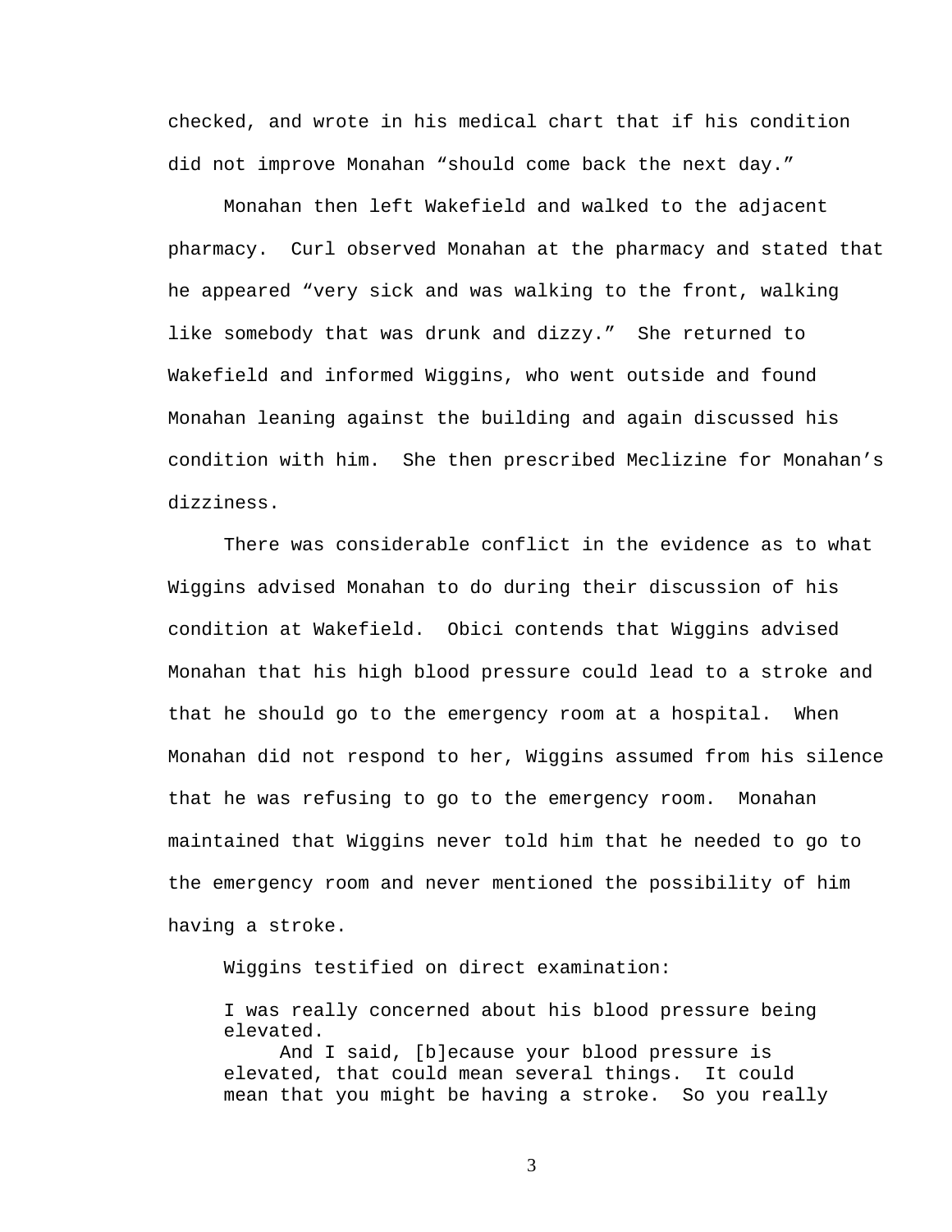checked, and wrote in his medical chart that if his condition did not improve Monahan “should come back the next day.”

Monahan then left Wakefield and walked to the adjacent pharmacy. Curl observed Monahan at the pharmacy and stated that he appeared “very sick and was walking to the front, walking like somebody that was drunk and dizzy.” She returned to Wakefield and informed Wiggins, who went outside and found Monahan leaning against the building and again discussed his condition with him. She then prescribed Meclizine for Monahan’s dizziness.

There was considerable conflict in the evidence as to what Wiggins advised Monahan to do during their discussion of his condition at Wakefield. Obici contends that Wiggins advised Monahan that his high blood pressure could lead to a stroke and that he should go to the emergency room at a hospital. When Monahan did not respond to her, Wiggins assumed from his silence that he was refusing to go to the emergency room. Monahan maintained that Wiggins never told him that he needed to go to the emergency room and never mentioned the possibility of him having a stroke.

Wiggins testified on direct examination:

> I was really concerned about his blood pressure being elevated.
>
> And I said, [b]ecause your blood pressure is elevated, that could mean several things. It could mean that you might be having a stroke. So you really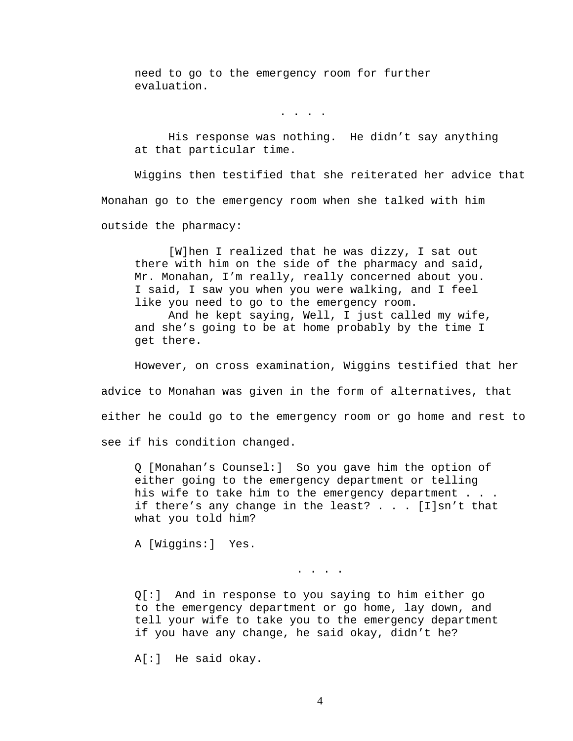> need to go to the emergency room for further evaluation.
>
> . . . .
>
> His response was nothing. He didn't say anything at that particular time.

Wiggins then testified that she reiterated her advice that Monahan go to the emergency room when she talked with him outside the pharmacy:

> [W]hen I realized that he was dizzy, I sat out there with him on the side of the pharmacy and said, Mr. Monahan, I'm really, really concerned about you. I said, I saw you when you were walking, and I feel like you need to go to the emergency room.
>
> And he kept saying, Well, I just called my wife, and she's going to be at home probably by the time I get there.

However, on cross examination, Wiggins testified that her advice to Monahan was given in the form of alternatives, that either he could go to the emergency room or go home and rest to see if his condition changed.

> Q [Monahan's Counsel:] So you gave him the option of either going to the emergency department or telling his wife to take him to the emergency department . . . if there's any change in the least? . . . [I]sn't that what you told him?
>
> A [Wiggins:] Yes.
>
> . . . .
>
> Q[:] And in response to you saying to him either go to the emergency department or go home, lay down, and tell your wife to take you to the emergency department if you have any change, he said okay, didn't he?
>
> A[:] He said okay.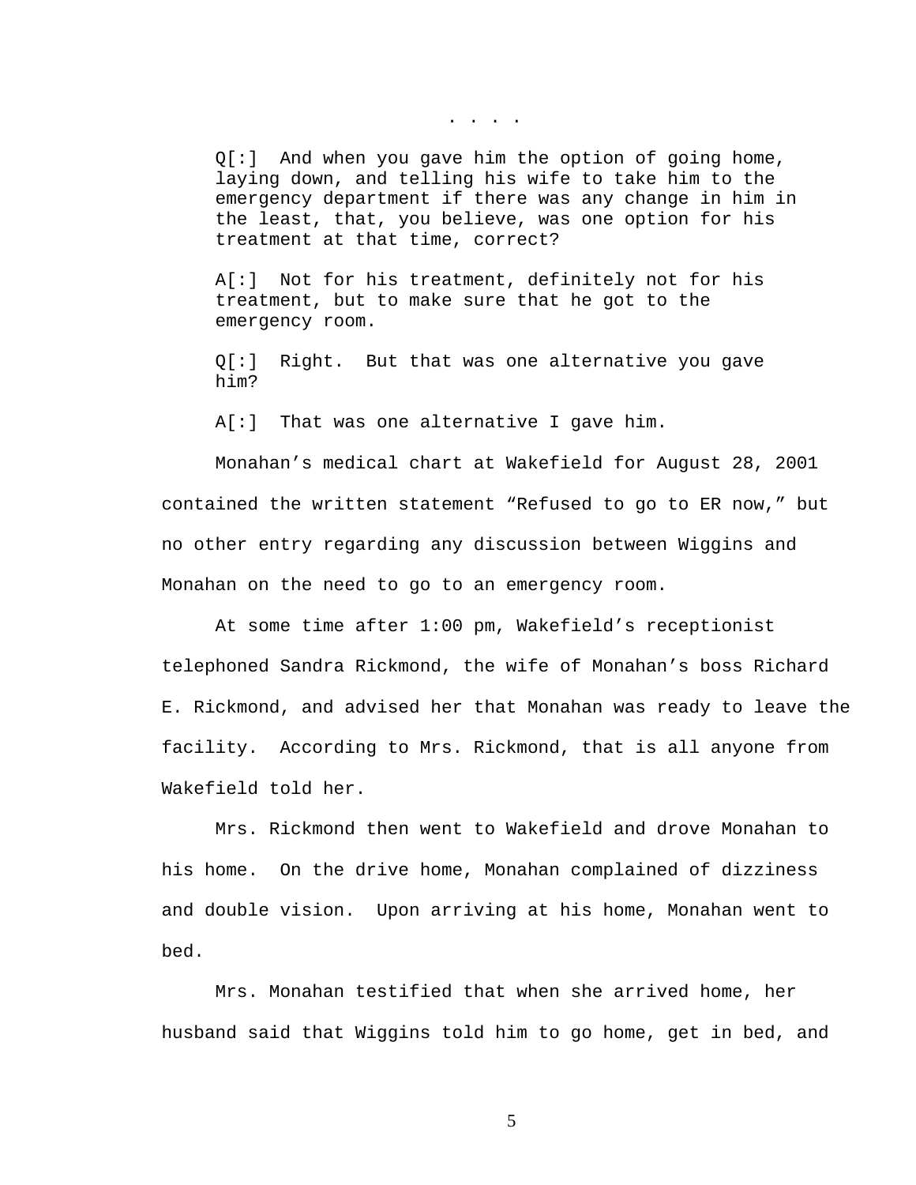. . . .

> Q[:] And when you gave him the option of going home, laying down, and telling his wife to take him to the emergency department if there was any change in him in the least, that, you believe, was one option for his treatment at that time, correct?
>
> A[:] Not for his treatment, definitely not for his treatment, but to make sure that he got to the emergency room.
>
> Q[:] Right. But that was one alternative you gave him?
>
> A[:] That was one alternative I gave him.

Monahan's medical chart at Wakefield for August 28, 2001 contained the written statement "Refused to go to ER now," but no other entry regarding any discussion between Wiggins and Monahan on the need to go to an emergency room.

At some time after 1:00 pm, Wakefield's receptionist telephoned Sandra Rickmond, the wife of Monahan's boss Richard E. Rickmond, and advised her that Monahan was ready to leave the facility. According to Mrs. Rickmond, that is all anyone from Wakefield told her.

Mrs. Rickmond then went to Wakefield and drove Monahan to his home. On the drive home, Monahan complained of dizziness and double vision. Upon arriving at his home, Monahan went to bed.

Mrs. Monahan testified that when she arrived home, her husband said that Wiggins told him to go home, get in bed, and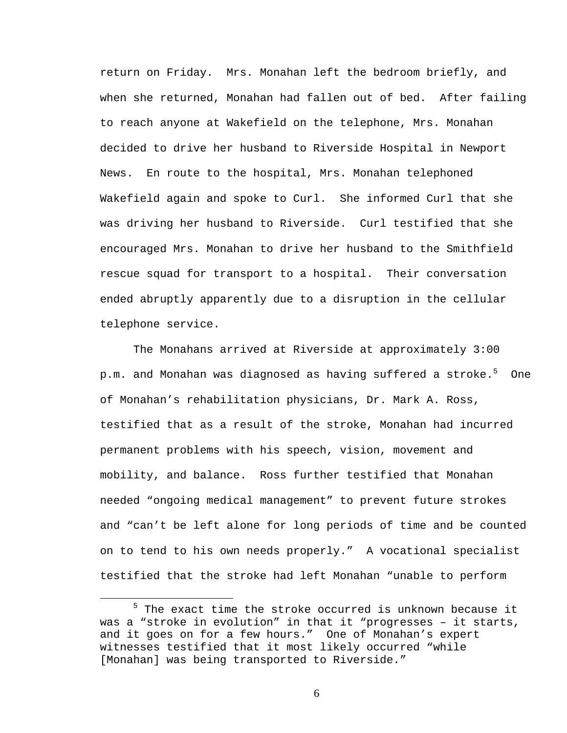return on Friday. Mrs. Monahan left the bedroom briefly, and when she returned, Monahan had fallen out of bed. After failing to reach anyone at Wakefield on the telephone, Mrs. Monahan decided to drive her husband to Riverside Hospital in Newport News. En route to the hospital, Mrs. Monahan telephoned Wakefield again and spoke to Curl. She informed Curl that she was driving her husband to Riverside. Curl testified that she encouraged Mrs. Monahan to drive her husband to the Smithfield rescue squad for transport to a hospital. Their conversation ended abruptly apparently due to a disruption in the cellular telephone service.

The Monahans arrived at Riverside at approximately 3:00 p.m. and Monahan was diagnosed as having suffered a stroke.[5] One of Monahan's rehabilitation physicians, Dr. Mark A. Ross, testified that as a result of the stroke, Monahan had incurred permanent problems with his speech, vision, movement and mobility, and balance. Ross further testified that Monahan needed "ongoing medical management" to prevent future strokes and "can't be left alone for long periods of time and be counted on to tend to his own needs properly." A vocational specialist testified that the stroke had left Monahan "unable to perform

[5] The exact time the stroke occurred is unknown because it was a "stroke in evolution" in that it "progresses – it starts, and it goes on for a few hours." One of Monahan's expert witnesses testified that it most likely occurred "while [Monahan] was being transported to Riverside."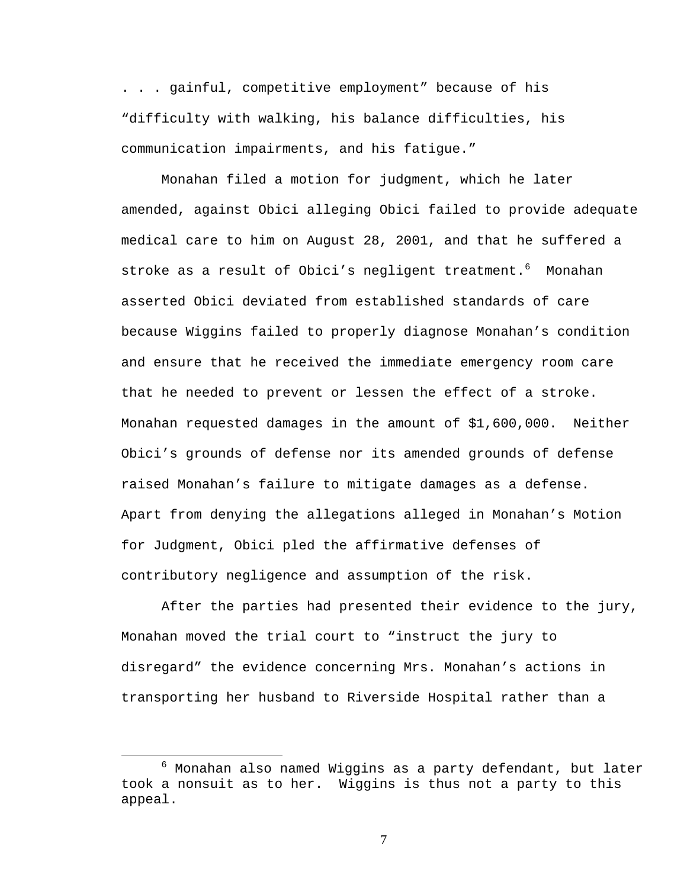. . . gainful, competitive employment" because of his "difficulty with walking, his balance difficulties, his communication impairments, and his fatigue."

Monahan filed a motion for judgment, which he later amended, against Obici alleging Obici failed to provide adequate medical care to him on August 28, 2001, and that he suffered a stroke as a result of Obici's negligent treatment.[6] Monahan asserted Obici deviated from established standards of care because Wiggins failed to properly diagnose Monahan's condition and ensure that he received the immediate emergency room care that he needed to prevent or lessen the effect of a stroke. Monahan requested damages in the amount of $1,600,000. Neither Obici's grounds of defense nor its amended grounds of defense raised Monahan's failure to mitigate damages as a defense. Apart from denying the allegations alleged in Monahan's Motion for Judgment, Obici pled the affirmative defenses of contributory negligence and assumption of the risk.

After the parties had presented their evidence to the jury, Monahan moved the trial court to "instruct the jury to disregard" the evidence concerning Mrs. Monahan's actions in transporting her husband to Riverside Hospital rather than a

[6] Monahan also named Wiggins as a party defendant, but later took a nonsuit as to her. Wiggins is thus not a party to this appeal.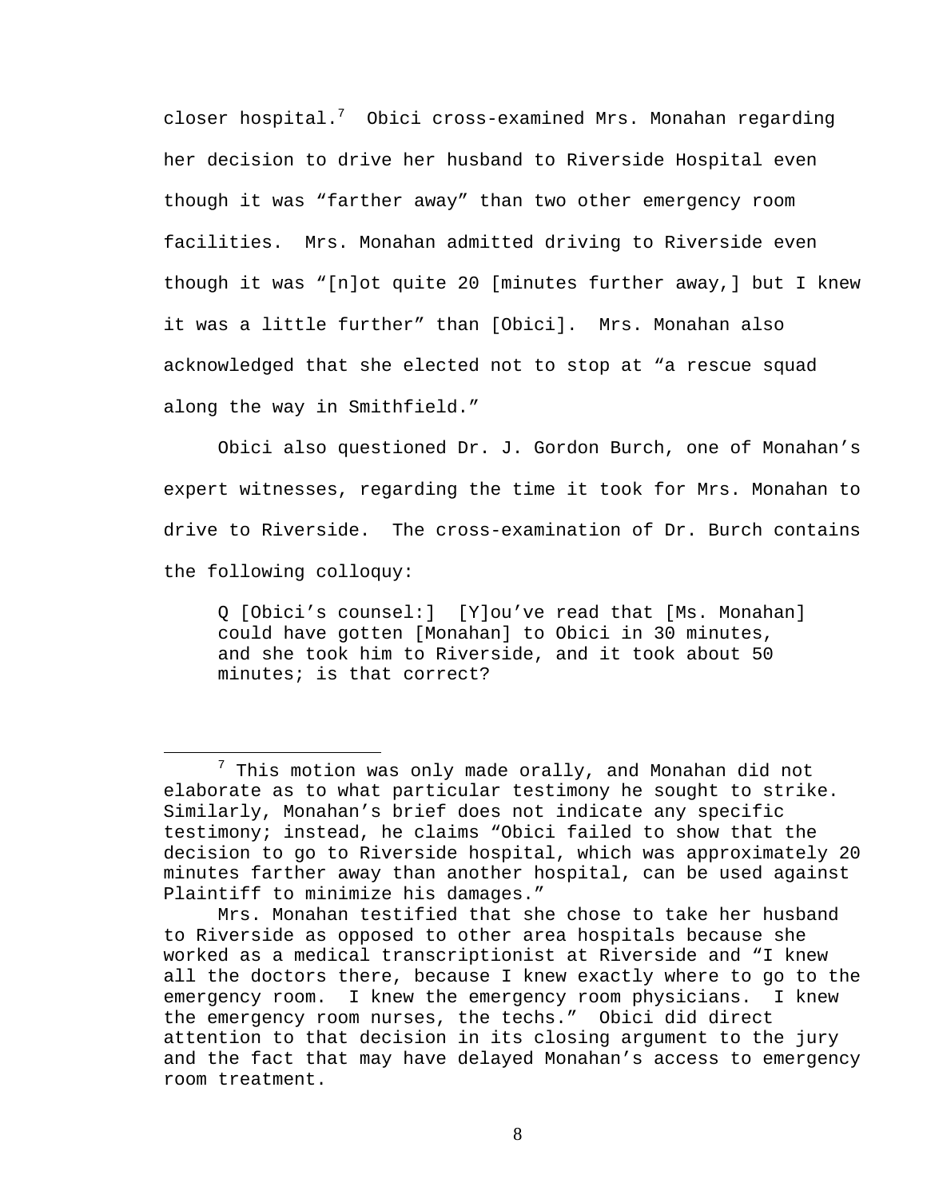closer hospital.[7] Obici cross-examined Mrs. Monahan regarding her decision to drive her husband to Riverside Hospital even though it was "farther away" than two other emergency room facilities. Mrs. Monahan admitted driving to Riverside even though it was "[n]ot quite 20 [minutes further away,] but I knew it was a little further" than [Obici]. Mrs. Monahan also acknowledged that she elected not to stop at "a rescue squad along the way in Smithfield."

Obici also questioned Dr. J. Gordon Burch, one of Monahan's expert witnesses, regarding the time it took for Mrs. Monahan to drive to Riverside. The cross-examination of Dr. Burch contains the following colloquy:

> Q [Obici's counsel:] [Y]ou've read that [Ms. Monahan] could have gotten [Monahan] to Obici in 30 minutes, and she took him to Riverside, and it took about 50 minutes; is that correct?

---

[7] This motion was only made orally, and Monahan did not elaborate as to what particular testimony he sought to strike. Similarly, Monahan's brief does not indicate any specific testimony; instead, he claims "Obici failed to show that the decision to go to Riverside hospital, which was approximately 20 minutes farther away than another hospital, can be used against Plaintiff to minimize his damages."

Mrs. Monahan testified that she chose to take her husband to Riverside as opposed to other area hospitals because she worked as a medical transcriptionist at Riverside and "I knew all the doctors there, because I knew exactly where to go to the emergency room. I knew the emergency room physicians. I knew the emergency room nurses, the techs." Obici did direct attention to that decision in its closing argument to the jury and the fact that may have delayed Monahan's access to emergency room treatment.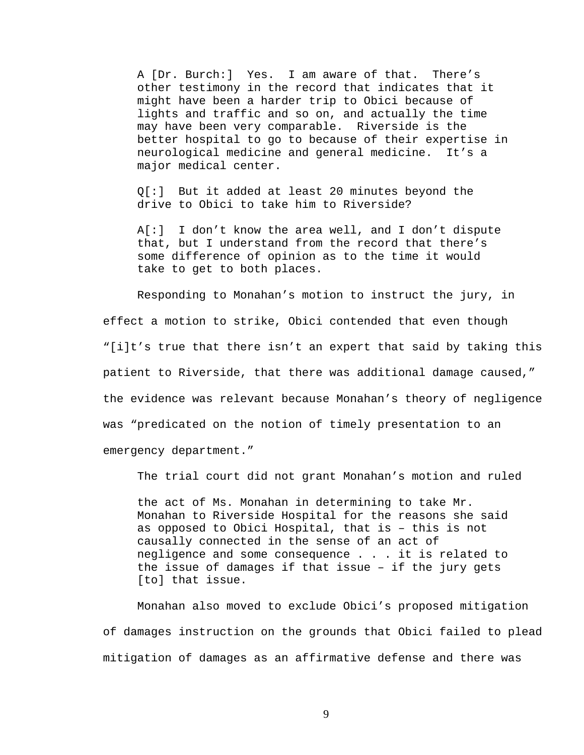> A [Dr. Burch:] Yes. I am aware of that. There's other testimony in the record that indicates that it might have been a harder trip to Obici because of lights and traffic and so on, and actually the time may have been very comparable. Riverside is the better hospital to go to because of their expertise in neurological medicine and general medicine. It's a major medical center.
>
> Q[:] But it added at least 20 minutes beyond the drive to Obici to take him to Riverside?
>
> A[:] I don't know the area well, and I don't dispute that, but I understand from the record that there's some difference of opinion as to the time it would take to get to both places.

Responding to Monahan's motion to instruct the jury, in effect a motion to strike, Obici contended that even though "[i]t's true that there isn't an expert that said by taking this patient to Riverside, that there was additional damage caused," the evidence was relevant because Monahan's theory of negligence was "predicated on the notion of timely presentation to an emergency department."

The trial court did not grant Monahan's motion and ruled

> the act of Ms. Monahan in determining to take Mr. Monahan to Riverside Hospital for the reasons she said as opposed to Obici Hospital, that is – this is not causally connected in the sense of an act of negligence and some consequence . . . it is related to the issue of damages if that issue – if the jury gets [to] that issue.

Monahan also moved to exclude Obici's proposed mitigation of damages instruction on the grounds that Obici failed to plead mitigation of damages as an affirmative defense and there was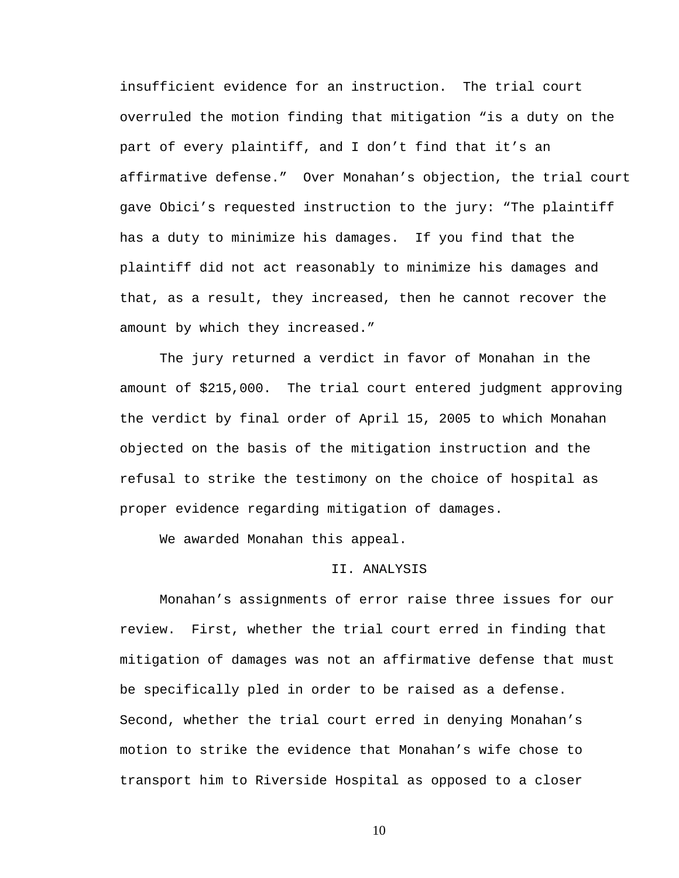insufficient evidence for an instruction. The trial court overruled the motion finding that mitigation "is a duty on the part of every plaintiff, and I don't find that it's an affirmative defense." Over Monahan's objection, the trial court gave Obici's requested instruction to the jury: "The plaintiff has a duty to minimize his damages. If you find that the plaintiff did not act reasonably to minimize his damages and that, as a result, they increased, then he cannot recover the amount by which they increased."

The jury returned a verdict in favor of Monahan in the amount of $215,000. The trial court entered judgment approving the verdict by final order of April 15, 2005 to which Monahan objected on the basis of the mitigation instruction and the refusal to strike the testimony on the choice of hospital as proper evidence regarding mitigation of damages.

We awarded Monahan this appeal.

## II. ANALYSIS

Monahan's assignments of error raise three issues for our review. First, whether the trial court erred in finding that mitigation of damages was not an affirmative defense that must be specifically pled in order to be raised as a defense. Second, whether the trial court erred in denying Monahan's motion to strike the evidence that Monahan's wife chose to transport him to Riverside Hospital as opposed to a closer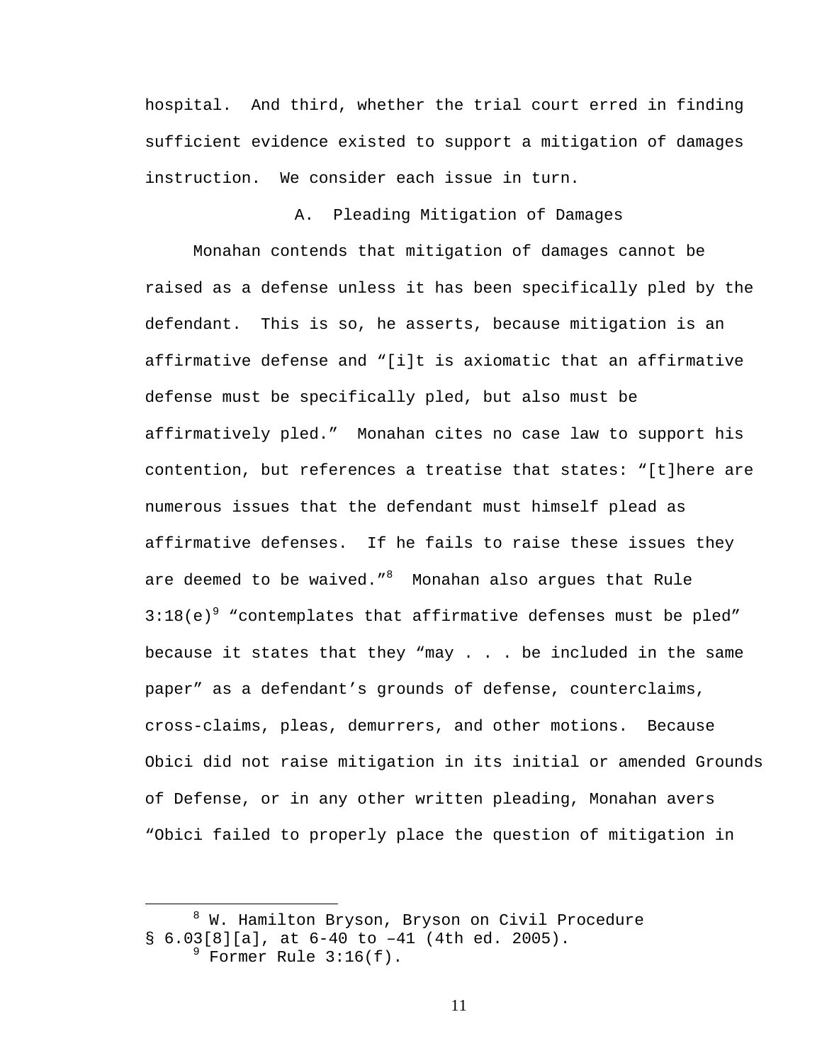hospital. And third, whether the trial court erred in finding sufficient evidence existed to support a mitigation of damages instruction. We consider each issue in turn.

### A. Pleading Mitigation of Damages

Monahan contends that mitigation of damages cannot be raised as a defense unless it has been specifically pled by the defendant. This is so, he asserts, because mitigation is an affirmative defense and "[i]t is axiomatic that an affirmative defense must be specifically pled, but also must be affirmatively pled." Monahan cites no case law to support his contention, but references a treatise that states: "[t]here are numerous issues that the defendant must himself plead as affirmative defenses. If he fails to raise these issues they are deemed to be waived."[8] Monahan also argues that Rule 3:18(e)[9] "contemplates that affirmative defenses must be pled" because it states that they "may . . . be included in the same paper" as a defendant's grounds of defense, counterclaims, cross-claims, pleas, demurrers, and other motions. Because Obici did not raise mitigation in its initial or amended Grounds of Defense, or in any other written pleading, Monahan avers "Obici failed to properly place the question of mitigation in

[8] W. Hamilton Bryson, Bryson on Civil Procedure § 6.03[8][a], at 6-40 to –41 (4th ed. 2005).

[9] Former Rule 3:16(f).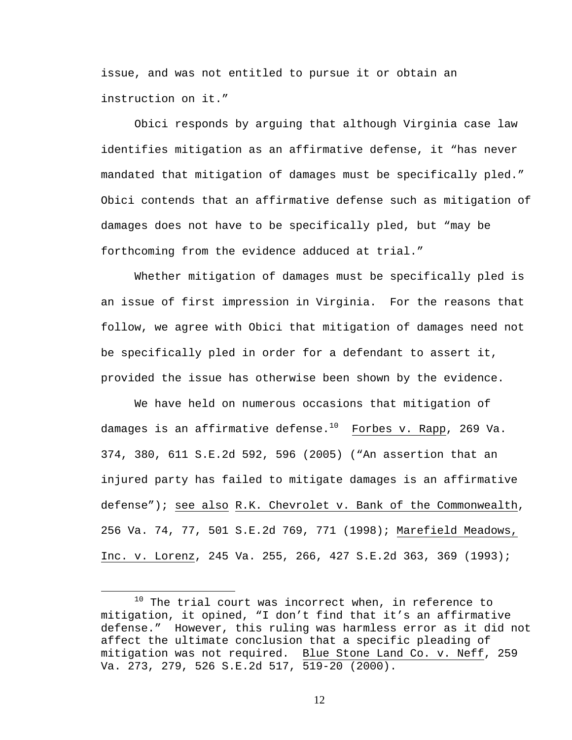issue, and was not entitled to pursue it or obtain an instruction on it."

Obici responds by arguing that although Virginia case law identifies mitigation as an affirmative defense, it "has never mandated that mitigation of damages must be specifically pled." Obici contends that an affirmative defense such as mitigation of damages does not have to be specifically pled, but "may be forthcoming from the evidence adduced at trial."

Whether mitigation of damages must be specifically pled is an issue of first impression in Virginia. For the reasons that follow, we agree with Obici that mitigation of damages need not be specifically pled in order for a defendant to assert it, provided the issue has otherwise been shown by the evidence.

We have held on numerous occasions that mitigation of damages is an affirmative defense.[10] Forbes v. Rapp, 269 Va. 374, 380, 611 S.E.2d 592, 596 (2005) ("An assertion that an injured party has failed to mitigate damages is an affirmative defense"); see also R.K. Chevrolet v. Bank of the Commonwealth, 256 Va. 74, 77, 501 S.E.2d 769, 771 (1998); Marefield Meadows, Inc. v. Lorenz, 245 Va. 255, 266, 427 S.E.2d 363, 369 (1993);

---

[10] The trial court was incorrect when, in reference to mitigation, it opined, "I don't find that it's an affirmative defense." However, this ruling was harmless error as it did not affect the ultimate conclusion that a specific pleading of mitigation was not required. Blue Stone Land Co. v. Neff, 259 Va. 273, 279, 526 S.E.2d 517, 519-20 (2000).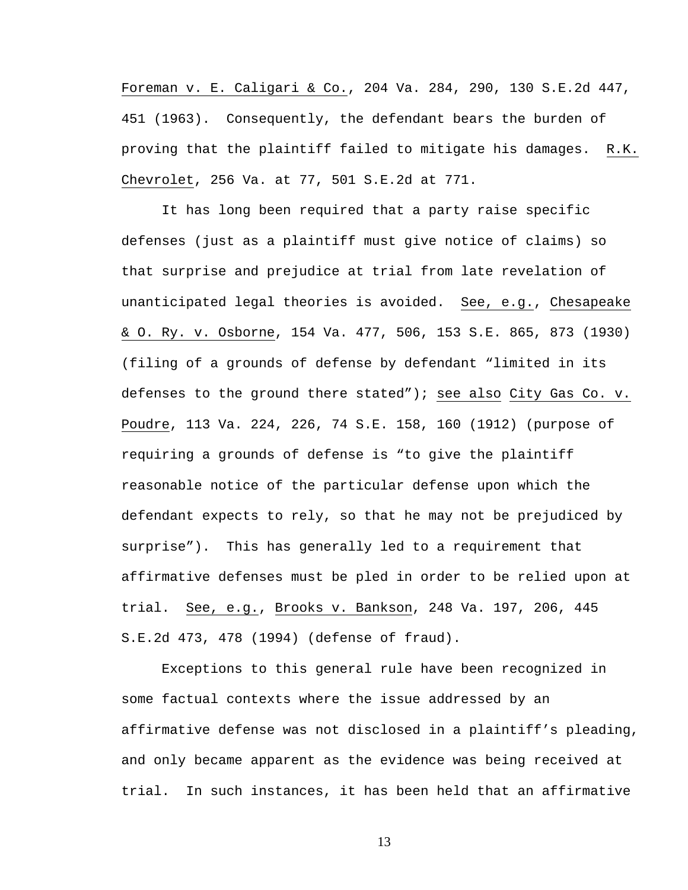Foreman v. E. Caligari & Co., 204 Va. 284, 290, 130 S.E.2d 447, 451 (1963). Consequently, the defendant bears the burden of proving that the plaintiff failed to mitigate his damages. R.K. Chevrolet, 256 Va. at 77, 501 S.E.2d at 771.

It has long been required that a party raise specific defenses (just as a plaintiff must give notice of claims) so that surprise and prejudice at trial from late revelation of unanticipated legal theories is avoided. See, e.g., Chesapeake & O. Ry. v. Osborne, 154 Va. 477, 506, 153 S.E. 865, 873 (1930) (filing of a grounds of defense by defendant "limited in its defenses to the ground there stated"); see also City Gas Co. v. Poudre, 113 Va. 224, 226, 74 S.E. 158, 160 (1912) (purpose of requiring a grounds of defense is "to give the plaintiff reasonable notice of the particular defense upon which the defendant expects to rely, so that he may not be prejudiced by surprise"). This has generally led to a requirement that affirmative defenses must be pled in order to be relied upon at trial. See, e.g., Brooks v. Bankson, 248 Va. 197, 206, 445 S.E.2d 473, 478 (1994) (defense of fraud).

Exceptions to this general rule have been recognized in some factual contexts where the issue addressed by an affirmative defense was not disclosed in a plaintiff's pleading, and only became apparent as the evidence was being received at trial. In such instances, it has been held that an affirmative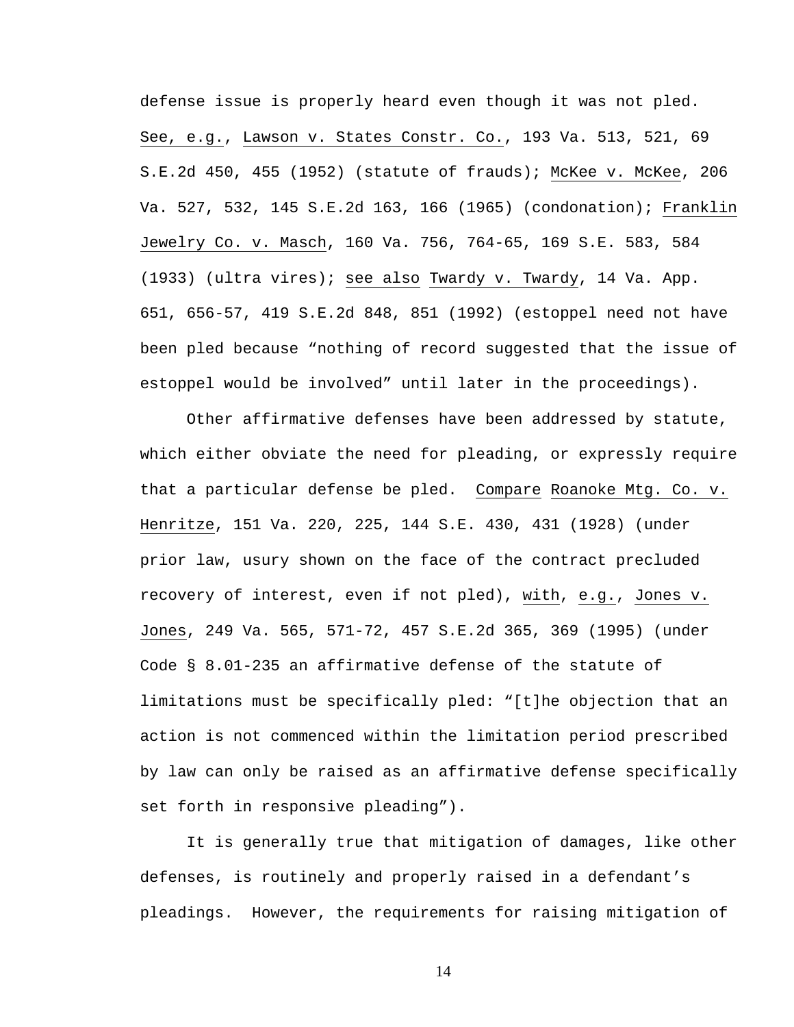defense issue is properly heard even though it was not pled. See, e.g., Lawson v. States Constr. Co., 193 Va. 513, 521, 69 S.E.2d 450, 455 (1952) (statute of frauds); McKee v. McKee, 206 Va. 527, 532, 145 S.E.2d 163, 166 (1965) (condonation); Franklin Jewelry Co. v. Masch, 160 Va. 756, 764-65, 169 S.E. 583, 584 (1933) (ultra vires); see also Twardy v. Twardy, 14 Va. App. 651, 656-57, 419 S.E.2d 848, 851 (1992) (estoppel need not have been pled because "nothing of record suggested that the issue of estoppel would be involved" until later in the proceedings).

Other affirmative defenses have been addressed by statute, which either obviate the need for pleading, or expressly require that a particular defense be pled. Compare Roanoke Mtg. Co. v. Henritze, 151 Va. 220, 225, 144 S.E. 430, 431 (1928) (under prior law, usury shown on the face of the contract precluded recovery of interest, even if not pled), with, e.g., Jones v. Jones, 249 Va. 565, 571-72, 457 S.E.2d 365, 369 (1995) (under Code § 8.01-235 an affirmative defense of the statute of limitations must be specifically pled: "[t]he objection that an action is not commenced within the limitation period prescribed by law can only be raised as an affirmative defense specifically set forth in responsive pleading").

It is generally true that mitigation of damages, like other defenses, is routinely and properly raised in a defendant's pleadings. However, the requirements for raising mitigation of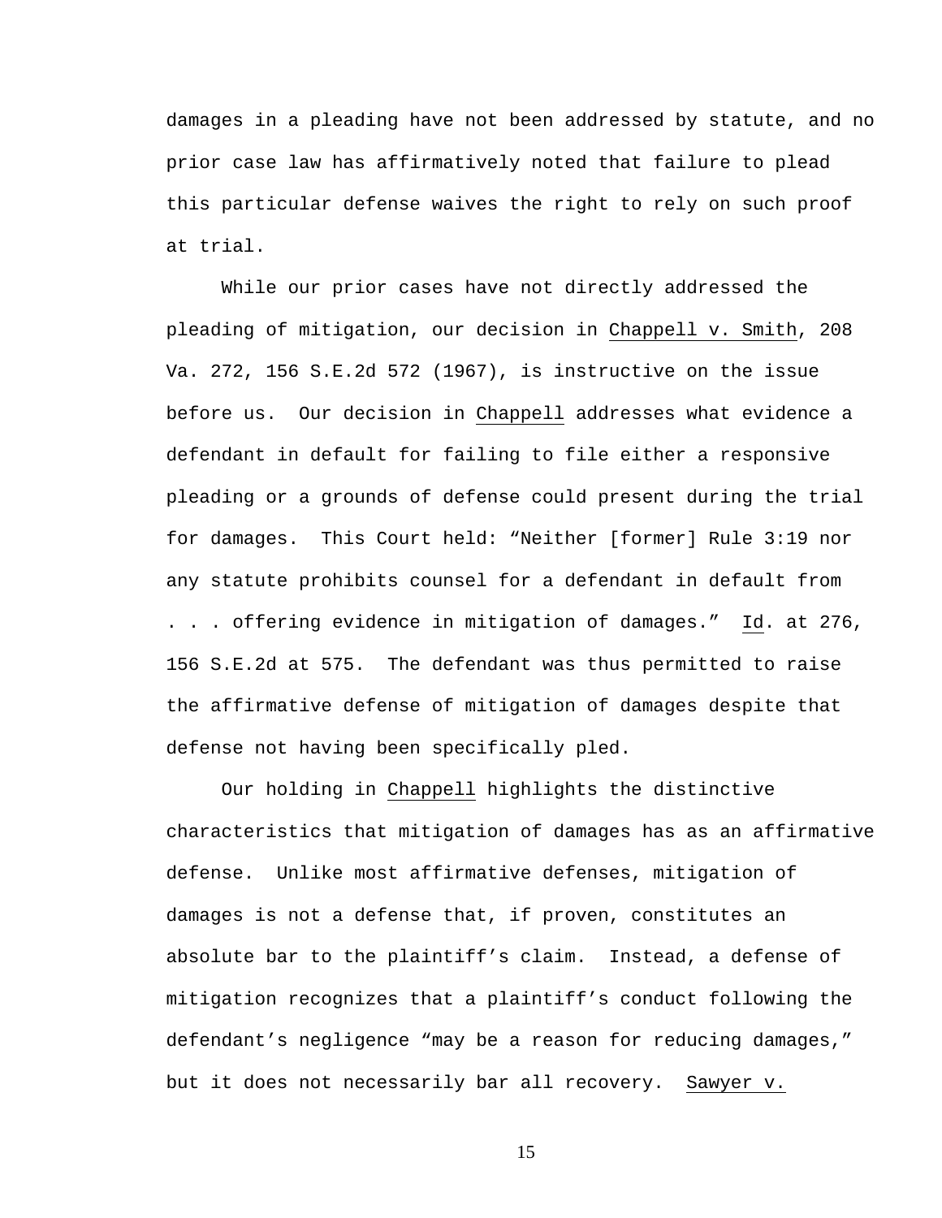damages in a pleading have not been addressed by statute, and no prior case law has affirmatively noted that failure to plead this particular defense waives the right to rely on such proof at trial.

While our prior cases have not directly addressed the pleading of mitigation, our decision in Chappell v. Smith, 208 Va. 272, 156 S.E.2d 572 (1967), is instructive on the issue before us. Our decision in Chappell addresses what evidence a defendant in default for failing to file either a responsive pleading or a grounds of defense could present during the trial for damages. This Court held: "Neither [former] Rule 3:19 nor any statute prohibits counsel for a defendant in default from . . . offering evidence in mitigation of damages." Id. at 276, 156 S.E.2d at 575. The defendant was thus permitted to raise the affirmative defense of mitigation of damages despite that defense not having been specifically pled.

Our holding in Chappell highlights the distinctive characteristics that mitigation of damages has as an affirmative defense. Unlike most affirmative defenses, mitigation of damages is not a defense that, if proven, constitutes an absolute bar to the plaintiff's claim. Instead, a defense of mitigation recognizes that a plaintiff's conduct following the defendant's negligence "may be a reason for reducing damages," but it does not necessarily bar all recovery. Sawyer v.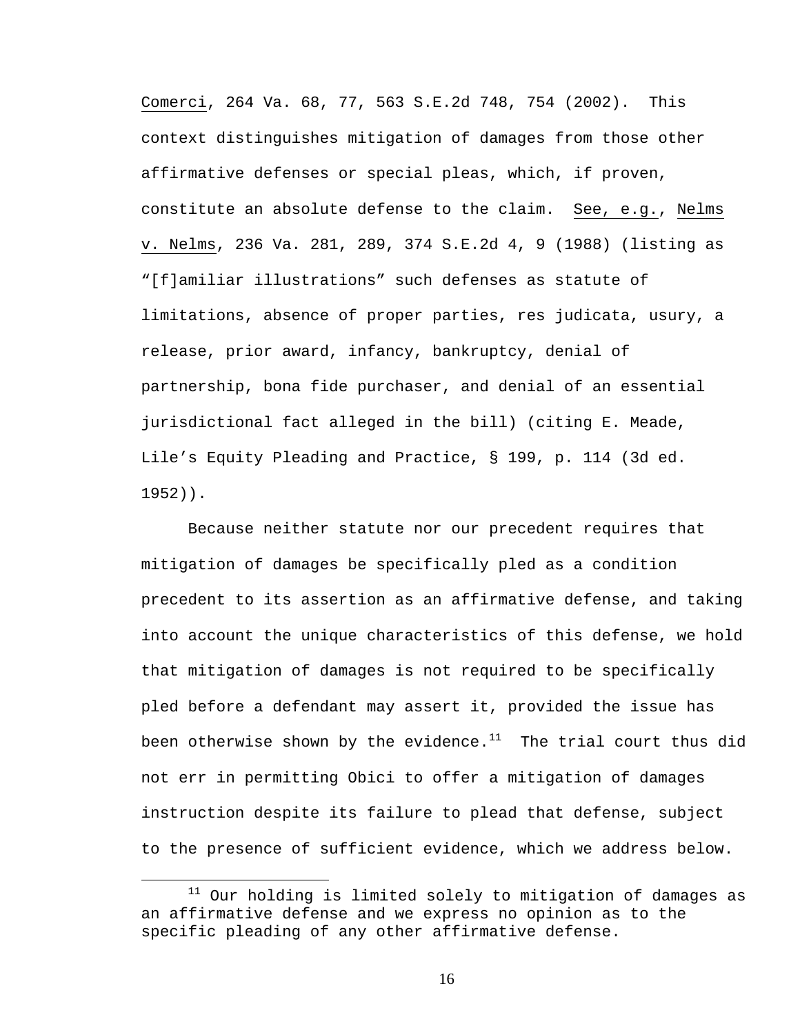Comerci, 264 Va. 68, 77, 563 S.E.2d 748, 754 (2002). This context distinguishes mitigation of damages from those other affirmative defenses or special pleas, which, if proven, constitute an absolute defense to the claim. See, e.g., Nelms v. Nelms, 236 Va. 281, 289, 374 S.E.2d 4, 9 (1988) (listing as "[f]amiliar illustrations" such defenses as statute of limitations, absence of proper parties, res judicata, usury, a release, prior award, infancy, bankruptcy, denial of partnership, bona fide purchaser, and denial of an essential jurisdictional fact alleged in the bill) (citing E. Meade, Lile's Equity Pleading and Practice, § 199, p. 114 (3d ed. 1952)).

Because neither statute nor our precedent requires that mitigation of damages be specifically pled as a condition precedent to its assertion as an affirmative defense, and taking into account the unique characteristics of this defense, we hold that mitigation of damages is not required to be specifically pled before a defendant may assert it, provided the issue has been otherwise shown by the evidence.[11] The trial court thus did not err in permitting Obici to offer a mitigation of damages instruction despite its failure to plead that defense, subject to the presence of sufficient evidence, which we address below.

[11] Our holding is limited solely to mitigation of damages as an affirmative defense and we express no opinion as to the specific pleading of any other affirmative defense.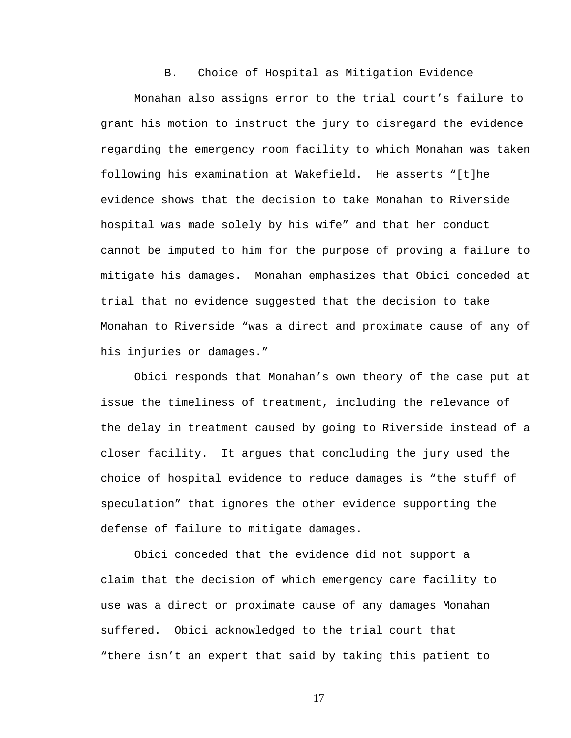### B. Choice of Hospital as Mitigation Evidence

Monahan also assigns error to the trial court's failure to grant his motion to instruct the jury to disregard the evidence regarding the emergency room facility to which Monahan was taken following his examination at Wakefield. He asserts "[t]he evidence shows that the decision to take Monahan to Riverside hospital was made solely by his wife" and that her conduct cannot be imputed to him for the purpose of proving a failure to mitigate his damages. Monahan emphasizes that Obici conceded at trial that no evidence suggested that the decision to take Monahan to Riverside "was a direct and proximate cause of any of his injuries or damages."

Obici responds that Monahan's own theory of the case put at issue the timeliness of treatment, including the relevance of the delay in treatment caused by going to Riverside instead of a closer facility. It argues that concluding the jury used the choice of hospital evidence to reduce damages is "the stuff of speculation" that ignores the other evidence supporting the defense of failure to mitigate damages.

Obici conceded that the evidence did not support a claim that the decision of which emergency care facility to use was a direct or proximate cause of any damages Monahan suffered. Obici acknowledged to the trial court that "there isn't an expert that said by taking this patient to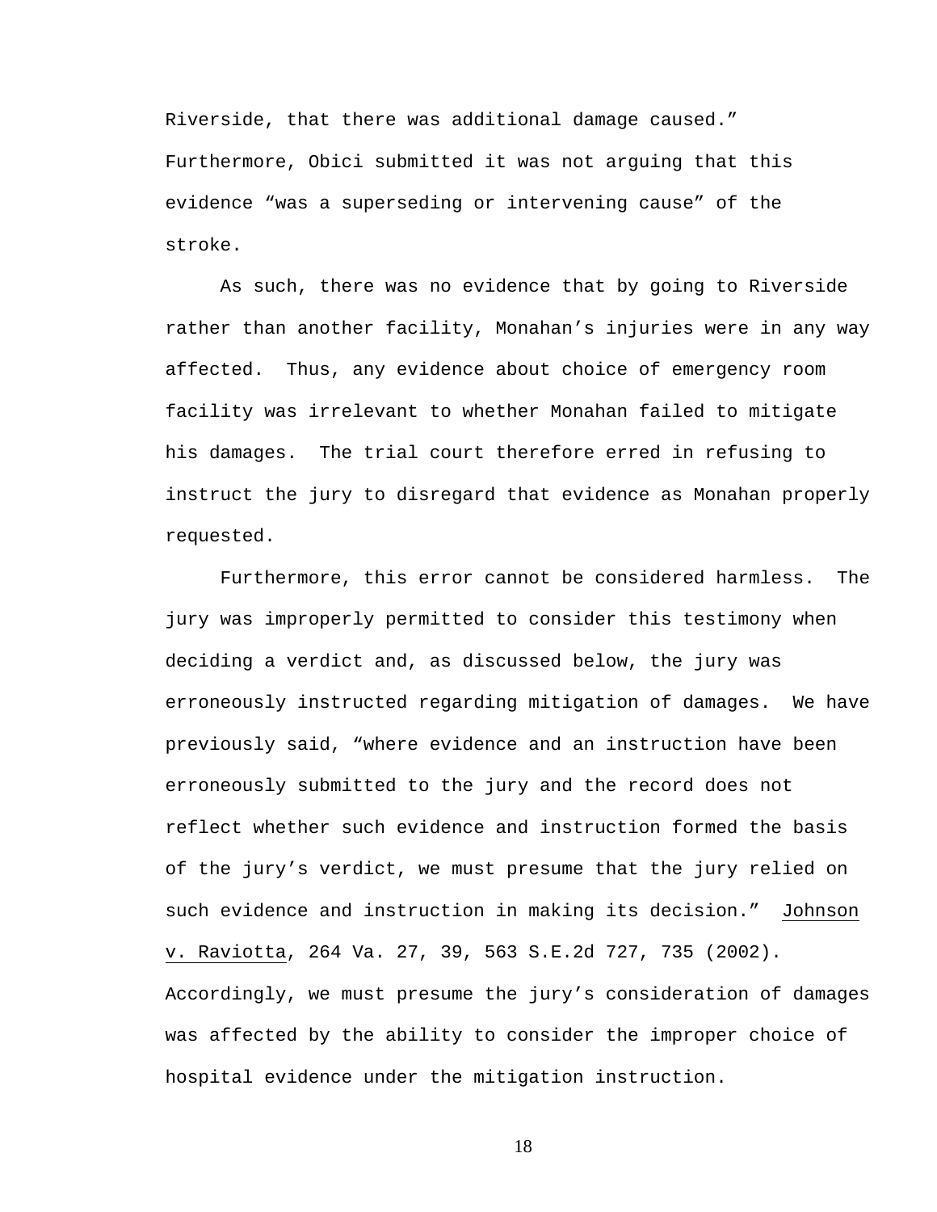Riverside, that there was additional damage caused." Furthermore, Obici submitted it was not arguing that this evidence "was a superseding or intervening cause" of the stroke.

As such, there was no evidence that by going to Riverside rather than another facility, Monahan's injuries were in any way affected. Thus, any evidence about choice of emergency room facility was irrelevant to whether Monahan failed to mitigate his damages. The trial court therefore erred in refusing to instruct the jury to disregard that evidence as Monahan properly requested.

Furthermore, this error cannot be considered harmless. The jury was improperly permitted to consider this testimony when deciding a verdict and, as discussed below, the jury was erroneously instructed regarding mitigation of damages. We have previously said, "where evidence and an instruction have been erroneously submitted to the jury and the record does not reflect whether such evidence and instruction formed the basis of the jury's verdict, we must presume that the jury relied on such evidence and instruction in making its decision." Johnson v. Raviotta, 264 Va. 27, 39, 563 S.E.2d 727, 735 (2002). Accordingly, we must presume the jury's consideration of damages was affected by the ability to consider the improper choice of hospital evidence under the mitigation instruction.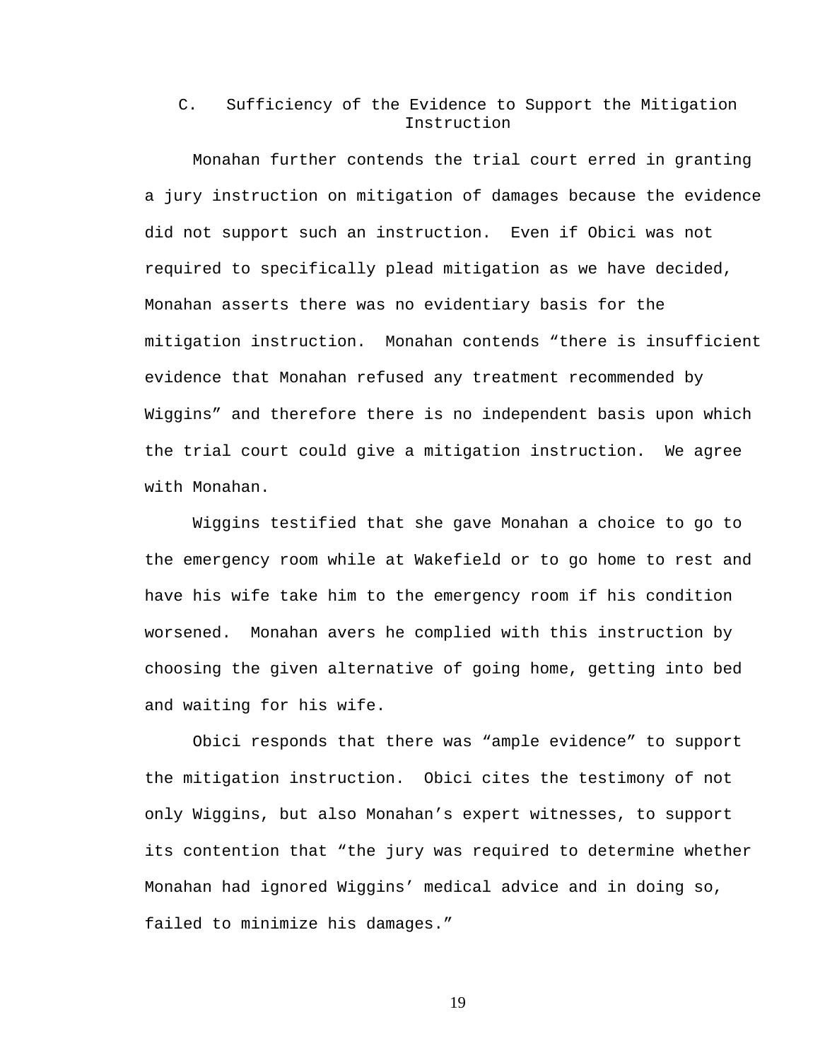### C. Sufficiency of the Evidence to Support the Mitigation Instruction

Monahan further contends the trial court erred in granting a jury instruction on mitigation of damages because the evidence did not support such an instruction. Even if Obici was not required to specifically plead mitigation as we have decided, Monahan asserts there was no evidentiary basis for the mitigation instruction. Monahan contends "there is insufficient evidence that Monahan refused any treatment recommended by Wiggins" and therefore there is no independent basis upon which the trial court could give a mitigation instruction. We agree with Monahan.

Wiggins testified that she gave Monahan a choice to go to the emergency room while at Wakefield or to go home to rest and have his wife take him to the emergency room if his condition worsened. Monahan avers he complied with this instruction by choosing the given alternative of going home, getting into bed and waiting for his wife.

Obici responds that there was "ample evidence" to support the mitigation instruction. Obici cites the testimony of not only Wiggins, but also Monahan's expert witnesses, to support its contention that "the jury was required to determine whether Monahan had ignored Wiggins' medical advice and in doing so, failed to minimize his damages."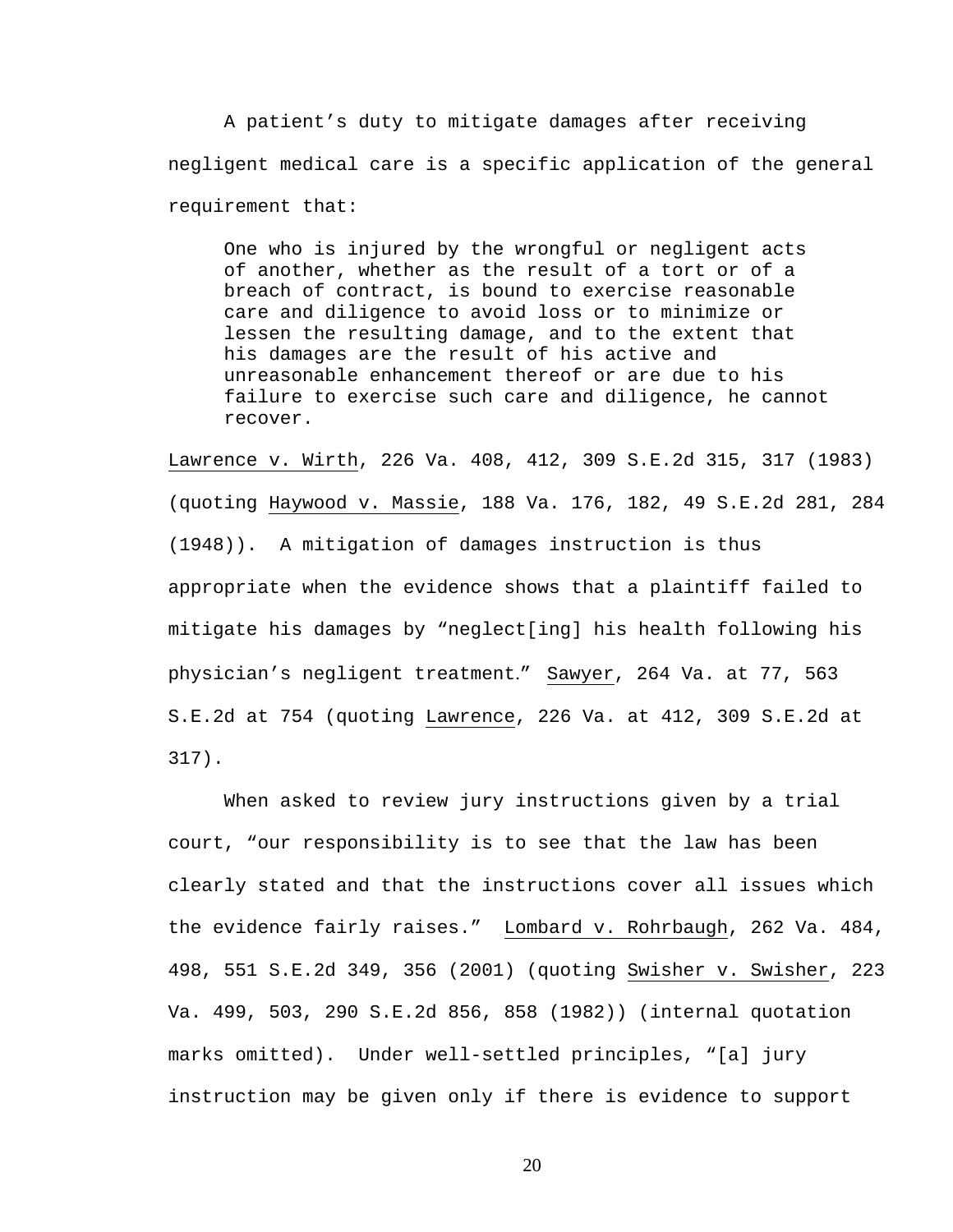A patient's duty to mitigate damages after receiving negligent medical care is a specific application of the general requirement that:

> One who is injured by the wrongful or negligent acts of another, whether as the result of a tort or of a breach of contract, is bound to exercise reasonable care and diligence to avoid loss or to minimize or lessen the resulting damage, and to the extent that his damages are the result of his active and unreasonable enhancement thereof or are due to his failure to exercise such care and diligence, he cannot recover.

Lawrence v. Wirth, 226 Va. 408, 412, 309 S.E.2d 315, 317 (1983) (quoting Haywood v. Massie, 188 Va. 176, 182, 49 S.E.2d 281, 284 (1948)). A mitigation of damages instruction is thus appropriate when the evidence shows that a plaintiff failed to mitigate his damages by "neglect[ing] his health following his physician's negligent treatment." Sawyer, 264 Va. at 77, 563 S.E.2d at 754 (quoting Lawrence, 226 Va. at 412, 309 S.E.2d at 317).

When asked to review jury instructions given by a trial court, "our responsibility is to see that the law has been clearly stated and that the instructions cover all issues which the evidence fairly raises." Lombard v. Rohrbaugh, 262 Va. 484, 498, 551 S.E.2d 349, 356 (2001) (quoting Swisher v. Swisher, 223 Va. 499, 503, 290 S.E.2d 856, 858 (1982)) (internal quotation marks omitted). Under well-settled principles, "[a] jury instruction may be given only if there is evidence to support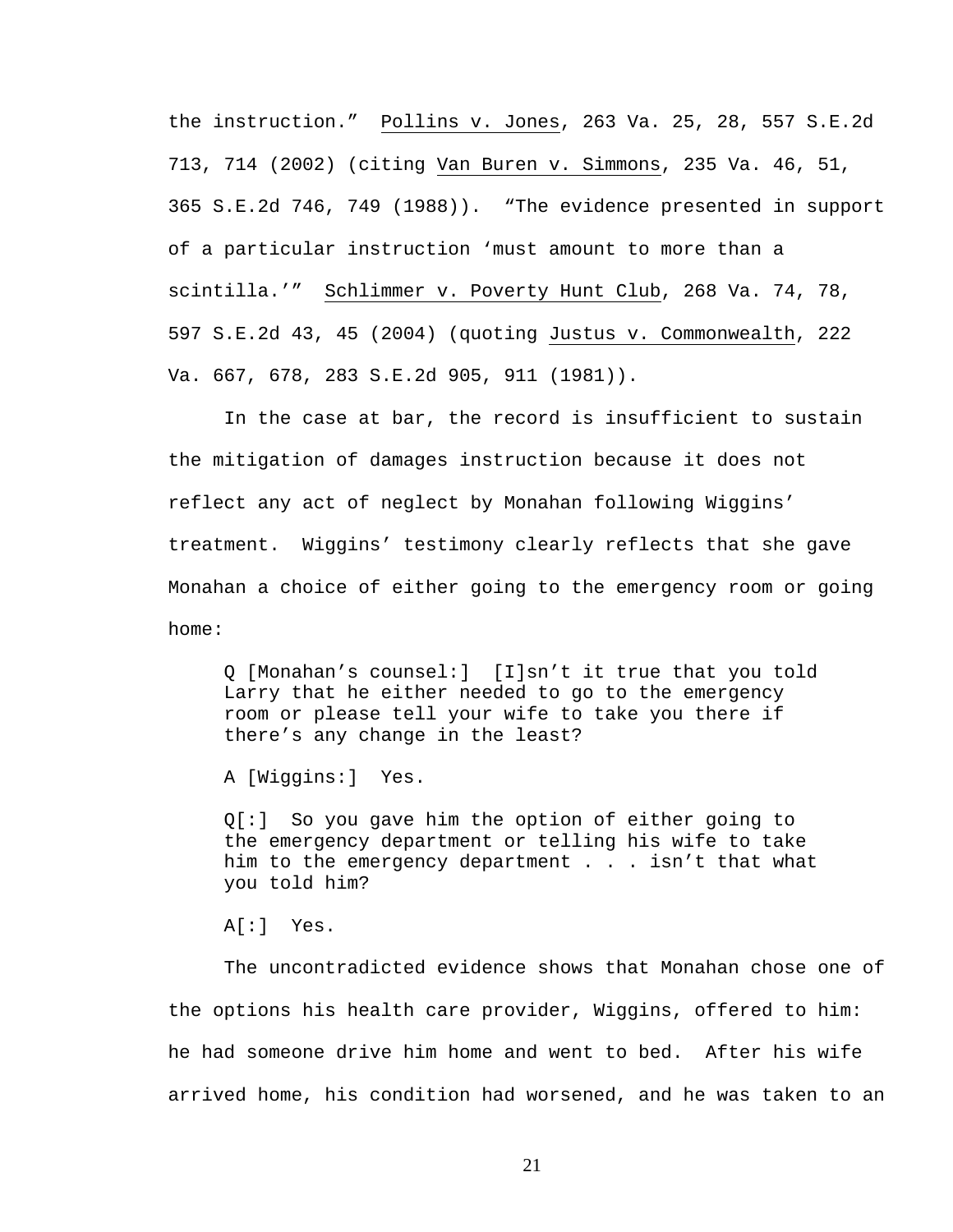the instruction." Pollins v. Jones, 263 Va. 25, 28, 557 S.E.2d 713, 714 (2002) (citing Van Buren v. Simmons, 235 Va. 46, 51, 365 S.E.2d 746, 749 (1988)). "The evidence presented in support of a particular instruction 'must amount to more than a scintilla.'" Schlimmer v. Poverty Hunt Club, 268 Va. 74, 78, 597 S.E.2d 43, 45 (2004) (quoting Justus v. Commonwealth, 222 Va. 667, 678, 283 S.E.2d 905, 911 (1981)).

In the case at bar, the record is insufficient to sustain the mitigation of damages instruction because it does not reflect any act of neglect by Monahan following Wiggins' treatment. Wiggins' testimony clearly reflects that she gave Monahan a choice of either going to the emergency room or going home:

> Q [Monahan's counsel:] [I]sn't it true that you told Larry that he either needed to go to the emergency room or please tell your wife to take you there if there's any change in the least?
>
> A [Wiggins:] Yes.
>
> Q[:] So you gave him the option of either going to the emergency department or telling his wife to take him to the emergency department . . . isn't that what you told him?
>
> A[:] Yes.

The uncontradicted evidence shows that Monahan chose one of the options his health care provider, Wiggins, offered to him: he had someone drive him home and went to bed. After his wife arrived home, his condition had worsened, and he was taken to an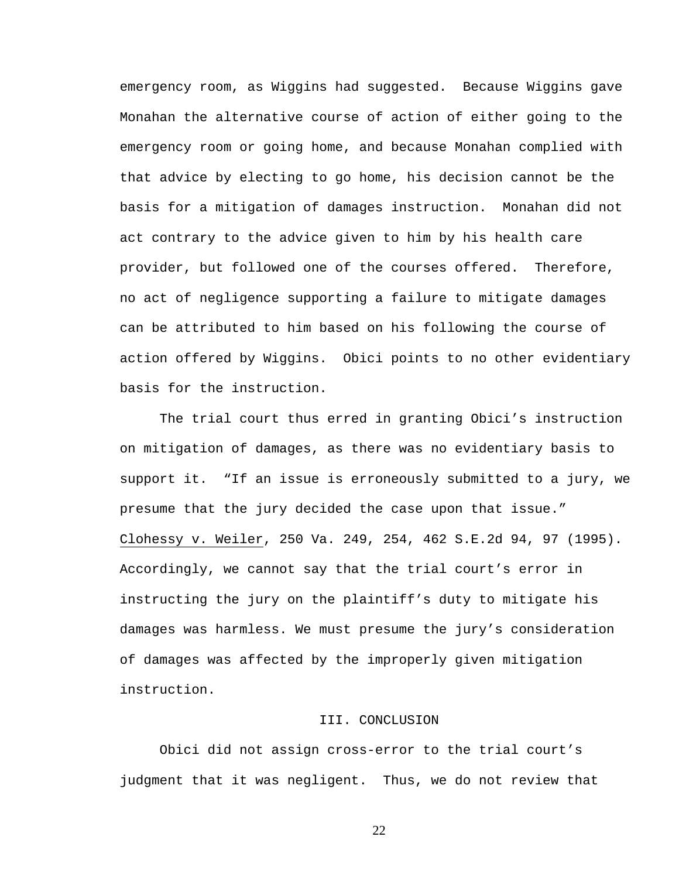emergency room, as Wiggins had suggested. Because Wiggins gave Monahan the alternative course of action of either going to the emergency room or going home, and because Monahan complied with that advice by electing to go home, his decision cannot be the basis for a mitigation of damages instruction. Monahan did not act contrary to the advice given to him by his health care provider, but followed one of the courses offered. Therefore, no act of negligence supporting a failure to mitigate damages can be attributed to him based on his following the course of action offered by Wiggins. Obici points to no other evidentiary basis for the instruction.

The trial court thus erred in granting Obici's instruction on mitigation of damages, as there was no evidentiary basis to support it. "If an issue is erroneously submitted to a jury, we presume that the jury decided the case upon that issue." Clohessy v. Weiler, 250 Va. 249, 254, 462 S.E.2d 94, 97 (1995). Accordingly, we cannot say that the trial court's error in instructing the jury on the plaintiff's duty to mitigate his damages was harmless. We must presume the jury's consideration of damages was affected by the improperly given mitigation instruction.

## III. CONCLUSION

Obici did not assign cross-error to the trial court's judgment that it was negligent. Thus, we do not review that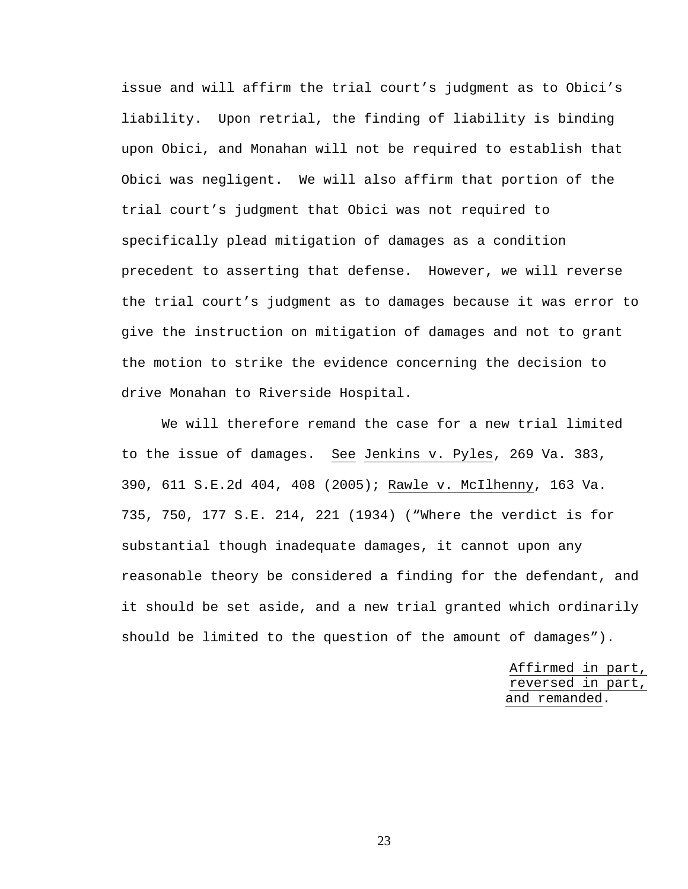issue and will affirm the trial court's judgment as to Obici's liability. Upon retrial, the finding of liability is binding upon Obici, and Monahan will not be required to establish that Obici was negligent. We will also affirm that portion of the trial court's judgment that Obici was not required to specifically plead mitigation of damages as a condition precedent to asserting that defense. However, we will reverse the trial court's judgment as to damages because it was error to give the instruction on mitigation of damages and not to grant the motion to strike the evidence concerning the decision to drive Monahan to Riverside Hospital.

We will therefore remand the case for a new trial limited to the issue of damages. *See* *Jenkins v. Pyles*, 269 Va. 383, 390, 611 S.E.2d 404, 408 (2005); *Rawle v. McIlhenny*, 163 Va. 735, 750, 177 S.E. 214, 221 (1934) ("Where the verdict is for substantial though inadequate damages, it cannot upon any reasonable theory be considered a finding for the defendant, and it should be set aside, and a new trial granted which ordinarily should be limited to the question of the amount of damages").

*Affirmed in part,*
*reversed in part,*
*and remanded*.